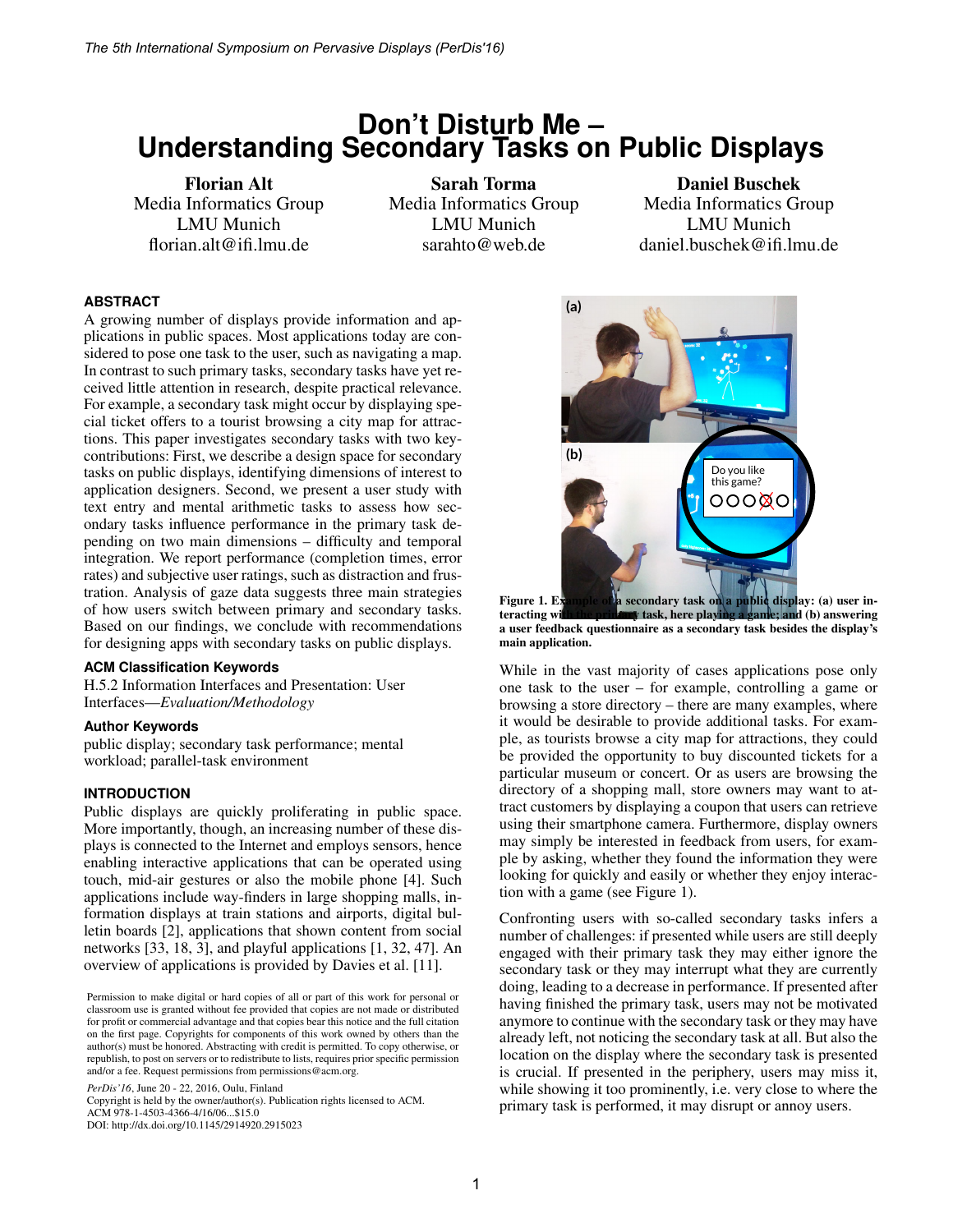# Don't Disturb Me – Understanding Secondary Tasks on Public Displays

**Florian Alt**
Media Informatics Group
LMU Munich
florian.alt@ifi.lmu.de

**Sarah Torma**
Media Informatics Group
LMU Munich
sarahto@web.de

**Daniel Buschek**
Media Informatics Group
LMU Munich
daniel.buschek@ifi.lmu.de

## ABSTRACT

A growing number of displays provide information and applications in public spaces. Most applications today are considered to pose one task to the user, such as navigating a map. In contrast to such primary tasks, secondary tasks have yet received little attention in research, despite practical relevance. For example, a secondary task might occur by displaying special ticket offers to a tourist browsing a city map for attractions. This paper investigates secondary tasks with two key-contributions: First, we describe a design space for secondary tasks on public displays, identifying dimensions of interest to application designers. Second, we present a user study with text entry and mental arithmetic tasks to assess how secondary tasks influence performance in the primary task depending on two main dimensions – difficulty and temporal integration. We report performance (completion times, error rates) and subjective user ratings, such as distraction and frustration. Analysis of gaze data suggests three main strategies of how users switch between primary and secondary tasks. Based on our findings, we conclude with recommendations for designing apps with secondary tasks on public displays.

### ACM Classification Keywords

H.5.2 Information Interfaces and Presentation: User Interfaces—*Evaluation/Methodology*

### Author Keywords

public display; secondary task performance; mental workload; parallel-task environment

## INTRODUCTION

Public displays are quickly proliferating in public space. More importantly, though, an increasing number of these displays is connected to the Internet and employs sensors, hence enabling interactive applications that can be operated using touch, mid-air gestures or also the mobile phone [4]. Such applications include way-finders in large shopping malls, information displays at train stations and airports, digital bulletin boards [2], applications that shown content from social networks [33, 18, 3], and playful applications [1, 32, 47]. An overview of applications is provided by Davies et al. [11].

Permission to make digital or hard copies of all or part of this work for personal or classroom use is granted without fee provided that copies are not made or distributed for profit or commercial advantage and that copies bear this notice and the full citation on the first page. Copyrights for components of this work owned by others than the author(s) must be honored. Abstracting with credit is permitted. To copy otherwise, or republish, to post on servers or to redistribute to lists, requires prior specific permission and/or a fee. Request permissions from permissions@acm.org.

*PerDis'16*, June 20 - 22, 2016, Oulu, Finland
Copyright is held by the owner/author(s). Publication rights licensed to ACM.
ACM 978-1-4503-4366-4/16/06...$15.0
DOI: http://dx.doi.org/10.1145/2914920.2915023

**Figure 1. Example of a secondary task on a public display: (a) user interacting with the primary task, here playing a game; and (b) answering a user feedback questionnaire as a secondary task besides the display's main application.**

While in the vast majority of cases applications pose only one task to the user – for example, controlling a game or browsing a store directory – there are many examples, where it would be desirable to provide additional tasks. For example, as tourists browse a city map for attractions, they could be provided the opportunity to buy discounted tickets for a particular museum or concert. Or as users are browsing the directory of a shopping mall, store owners may want to attract customers by displaying a coupon that users can retrieve using their smartphone camera. Furthermore, display owners may simply be interested in feedback from users, for example by asking, whether they found the information they were looking for quickly and easily or whether they enjoy interaction with a game (see Figure 1).

Confronting users with so-called secondary tasks infers a number of challenges: if presented while users are still deeply engaged with their primary task they may either ignore the secondary task or they may interrupt what they are currently doing, leading to a decrease in performance. If presented after having finished the primary task, users may not be motivated anymore to continue with the secondary task or they may have already left, not noticing the secondary task at all. But also the location on the display where the secondary task is presented is crucial. If presented in the periphery, users may miss it, while showing it too prominently, i.e. very close to where the primary task is performed, it may disrupt or annoy users.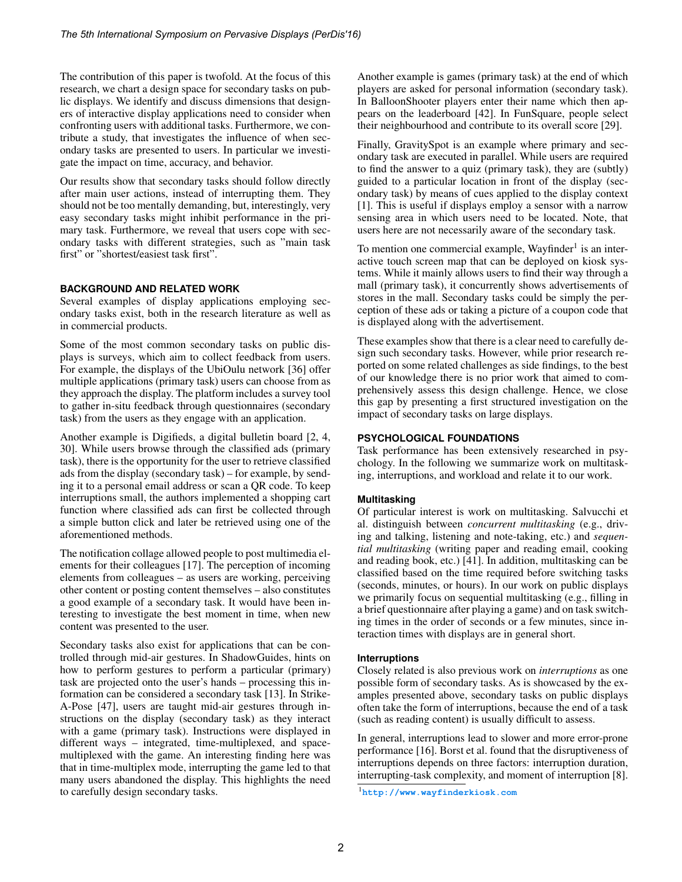The contribution of this paper is twofold. At the focus of this research, we chart a design space for secondary tasks on public displays. We identify and discuss dimensions that designers of interactive display applications need to consider when confronting users with additional tasks. Furthermore, we contribute a study, that investigates the influence of when secondary tasks are presented to users. In particular we investigate the impact on time, accuracy, and behavior.

Our results show that secondary tasks should follow directly after main user actions, instead of interrupting them. They should not be too mentally demanding, but, interestingly, very easy secondary tasks might inhibit performance in the primary task. Furthermore, we reveal that users cope with secondary tasks with different strategies, such as "main task first" or "shortest/easiest task first".

## BACKGROUND AND RELATED WORK

Several examples of display applications employing secondary tasks exist, both in the research literature as well as in commercial products.

Some of the most common secondary tasks on public displays is surveys, which aim to collect feedback from users. For example, the displays of the UbiOulu network [36] offer multiple applications (primary task) users can choose from as they approach the display. The platform includes a survey tool to gather in-situ feedback through questionnaires (secondary task) from the users as they engage with an application.

Another example is Digifieds, a digital bulletin board [2, 4, 30]. While users browse through the classified ads (primary task), there is the opportunity for the user to retrieve classified ads from the display (secondary task) – for example, by sending it to a personal email address or scan a QR code. To keep interruptions small, the authors implemented a shopping cart function where classified ads can first be collected through a simple button click and later be retrieved using one of the aforementioned methods.

The notification collage allowed people to post multimedia elements for their colleagues [17]. The perception of incoming elements from colleagues – as users are working, perceiving other content or posting content themselves – also constitutes a good example of a secondary task. It would have been interesting to investigate the best moment in time, when new content was presented to the user.

Secondary tasks also exist for applications that can be controlled through mid-air gestures. In ShadowGuides, hints on how to perform gestures to perform a particular (primary) task are projected onto the user's hands – processing this information can be considered a secondary task [13]. In Strike-A-Pose [47], users are taught mid-air gestures through instructions on the display (secondary task) as they interact with a game (primary task). Instructions were displayed in different ways – integrated, time-multiplexed, and space-multiplexed with the game. An interesting finding here was that in time-multiplex mode, interrupting the game led to that many users abandoned the display. This highlights the need to carefully design secondary tasks.

Another example is games (primary task) at the end of which players are asked for personal information (secondary task). In BalloonShooter players enter their name which then appears on the leaderboard [42]. In FunSquare, people select their neighbourhood and contribute to its overall score [29].

Finally, GravitySpot is an example where primary and secondary task are executed in parallel. While users are required to find the answer to a quiz (primary task), they are (subtly) guided to a particular location in front of the display (secondary task) by means of cues applied to the display context [1]. This is useful if displays employ a sensor with a narrow sensing area in which users need to be located. Note, that users here are not necessarily aware of the secondary task.

To mention one commercial example, Wayfinder[1] is an interactive touch screen map that can be deployed on kiosk systems. While it mainly allows users to find their way through a mall (primary task), it concurrently shows advertisements of stores in the mall. Secondary tasks could be simply the perception of these ads or taking a picture of a coupon code that is displayed along with the advertisement.

These examples show that there is a clear need to carefully design such secondary tasks. However, while prior research reported on some related challenges as side findings, to the best of our knowledge there is no prior work that aimed to comprehensively assess this design challenge. Hence, we close this gap by presenting a first structured investigation on the impact of secondary tasks on large displays.

## PSYCHOLOGICAL FOUNDATIONS

Task performance has been extensively researched in psychology. In the following we summarize work on multitasking, interruptions, and workload and relate it to our work.

### Multitasking

Of particular interest is work on multitasking. Salvucchi et al. distinguish between *concurrent multitasking* (e.g., driving and talking, listening and note-taking, etc.) and *sequential multitasking* (writing paper and reading email, cooking and reading book, etc.) [41]. In addition, multitasking can be classified based on the time required before switching tasks (seconds, minutes, or hours). In our work on public displays we primarily focus on sequential multitasking (e.g., filling in a brief questionnaire after playing a game) and on task switching times in the order of seconds or a few minutes, since interaction times with displays are in general short.

### Interruptions

Closely related is also previous work on *interruptions* as one possible form of secondary tasks. As is showcased by the examples presented above, secondary tasks on public displays often take the form of interruptions, because the end of a task (such as reading content) is usually difficult to assess.

In general, interruptions lead to slower and more error-prone performance [16]. Borst et al. found that the disruptiveness of interruptions depends on three factors: interruption duration, interrupting-task complexity, and moment of interruption [8].

[1] http://www.wayfinderkiosk.com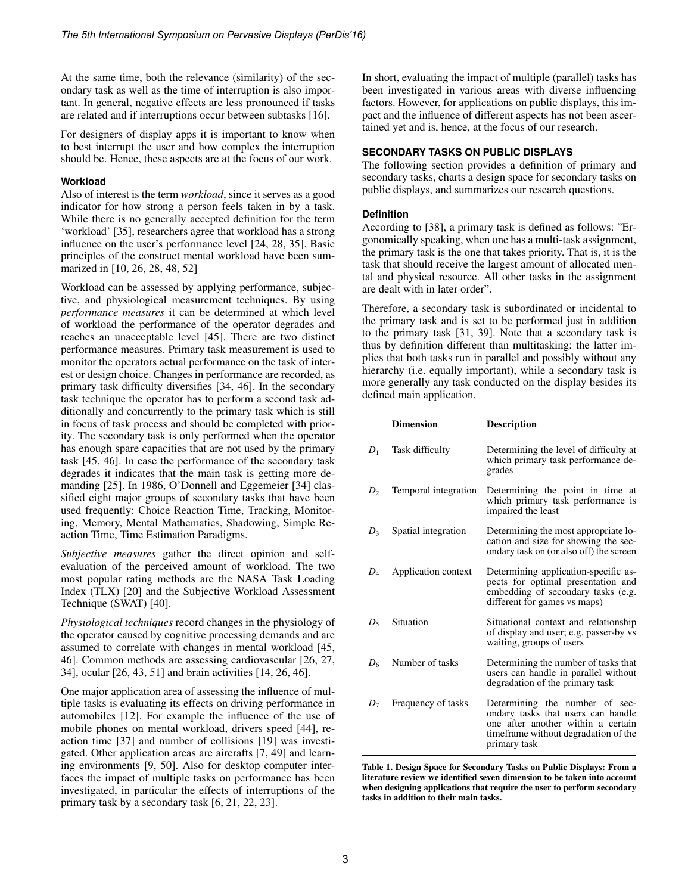At the same time, both the relevance (similarity) of the secondary task as well as the time of interruption is also important. In general, negative effects are less pronounced if tasks are related and if interruptions occur between subtasks [16].

For designers of display apps it is important to know when to best interrupt the user and how complex the interruption should be. Hence, these aspects are at the focus of our work.

#### Workload

Also of interest is the term *workload*, since it serves as a good indicator for how strong a person feels taken in by a task. While there is no generally accepted definition for the term 'workload' [35], researchers agree that workload has a strong influence on the user's performance level [24, 28, 35]. Basic principles of the construct mental workload have been summarized in [10, 26, 28, 48, 52]

Workload can be assessed by applying performance, subjective, and physiological measurement techniques. By using *performance measures* it can be determined at which level of workload the performance of the operator degrades and reaches an unacceptable level [45]. There are two distinct performance measures. Primary task measurement is used to monitor the operators actual performance on the task of interest or design choice. Changes in performance are recorded, as primary task difficulty diversifies [34, 46]. In the secondary task technique the operator has to perform a second task additionally and concurrently to the primary task which is still in focus of task process and should be completed with priority. The secondary task is only performed when the operator has enough spare capacities that are not used by the primary task [45, 46]. In case the performance of the secondary task degrades it indicates that the main task is getting more demanding [25]. In 1986, O'Donnell and Eggemeier [34] classified eight major groups of secondary tasks that have been used frequently: Choice Reaction Time, Tracking, Monitoring, Memory, Mental Mathematics, Shadowing, Simple Reaction Time, Time Estimation Paradigms.

*Subjective measures* gather the direct opinion and self-evaluation of the perceived amount of workload. The two most popular rating methods are the NASA Task Loading Index (TLX) [20] and the Subjective Workload Assessment Technique (SWAT) [40].

*Physiological techniques* record changes in the physiology of the operator caused by cognitive processing demands and are assumed to correlate with changes in mental workload [45, 46]. Common methods are assessing cardiovascular [26, 27, 34], ocular [26, 43, 51] and brain activities [14, 26, 46].

One major application area of assessing the influence of multiple tasks is evaluating its effects on driving performance in automobiles [12]. For example the influence of the use of mobile phones on mental workload, drivers speed [44], reaction time [37] and number of collisions [19] was investigated. Other application areas are aircrafts [7, 49] and learning environments [9, 50]. Also for desktop computer interfaces the impact of multiple tasks on performance has been investigated, in particular the effects of interruptions of the primary task by a secondary task [6, 21, 22, 23].

In short, evaluating the impact of multiple (parallel) tasks has been investigated in various areas with diverse influencing factors. However, for applications on public displays, this impact and the influence of different aspects has not been ascertained yet and is, hence, at the focus of our research.

## SECONDARY TASKS ON PUBLIC DISPLAYS

The following section provides a definition of primary and secondary tasks, charts a design space for secondary tasks on public displays, and summarizes our research questions.

#### Definition

According to [38], a primary task is defined as follows: "Ergonomically speaking, when one has a multi-task assignment, the primary task is the one that takes priority. That is, it is the task that should receive the largest amount of allocated mental and physical resource. All other tasks in the assignment are dealt with in later order".

Therefore, a secondary task is subordinated or incidental to the primary task and is set to be performed just in addition to the primary task [31, 39]. Note that a secondary task is thus by definition different than multitasking: the latter implies that both tasks run in parallel and possibly without any hierarchy (i.e. equally important), while a secondary task is more generally any task conducted on the display besides its defined main application.

| | Dimension | Description |
|---|---|---|
| $D_1$ | Task difficulty | Determining the level of difficulty at which primary task performance degrades |
| $D_2$ | Temporal integration | Determining the point in time at which primary task performance is impaired the least |
| $D_3$ | Spatial integration | Determining the most appropriate location and size for showing the secondary task on (or also off) the screen |
| $D_4$ | Application context | Determining application-specific aspects for optimal presentation and embedding of secondary tasks (e.g. different for games vs maps) |
| $D_5$ | Situation | Situational context and relationship of display and user; e.g. passer-by vs waiting, groups of users |
| $D_6$ | Number of tasks | Determining the number of tasks that users can handle in parallel without degradation of the primary task |
| $D_7$ | Frequency of tasks | Determining the number of secondary tasks that users can handle one after another within a certain timeframe without degradation of the primary task |

**Table 1. Design Space for Secondary Tasks on Public Displays: From a literature review we identified seven dimension to be taken into account when designing applications that require the user to perform secondary tasks in addition to their main tasks.**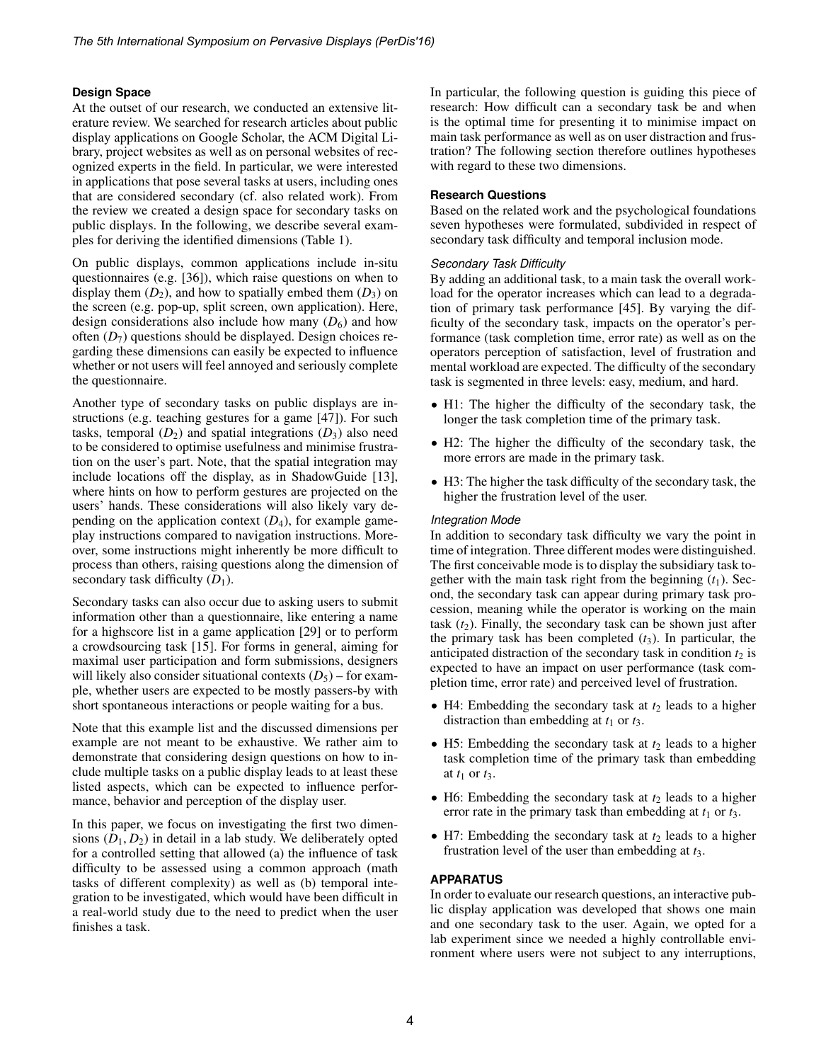## Design Space

At the outset of our research, we conducted an extensive literature review. We searched for research articles about public display applications on Google Scholar, the ACM Digital Library, project websites as well as on personal websites of recognized experts in the field. In particular, we were interested in applications that pose several tasks at users, including ones that are considered secondary (cf. also related work). From the review we created a design space for secondary tasks on public displays. In the following, we describe several examples for deriving the identified dimensions (Table 1).

On public displays, common applications include in-situ questionnaires (e.g. [36]), which raise questions on when to display them ($D_2$), and how to spatially embed them ($D_3$) on the screen (e.g. pop-up, split screen, own application). Here, design considerations also include how many ($D_6$) and how often ($D_7$) questions should be displayed. Design choices regarding these dimensions can easily be expected to influence whether or not users will feel annoyed and seriously complete the questionnaire.

Another type of secondary tasks on public displays are instructions (e.g. teaching gestures for a game [47]). For such tasks, temporal ($D_2$) and spatial integrations ($D_3$) also need to be considered to optimise usefulness and minimise frustration on the user's part. Note, that the spatial integration may include locations off the display, as in ShadowGuide [13], where hints on how to perform gestures are projected on the users' hands. These considerations will also likely vary depending on the application context ($D_4$), for example gameplay instructions compared to navigation instructions. Moreover, some instructions might inherently be more difficult to process than others, raising questions along the dimension of secondary task difficulty ($D_1$).

Secondary tasks can also occur due to asking users to submit information other than a questionnaire, like entering a name for a highscore list in a game application [29] or to perform a crowdsourcing task [15]. For forms in general, aiming for maximal user participation and form submissions, designers will likely also consider situational contexts ($D_5$) – for example, whether users are expected to be mostly passers-by with short spontaneous interactions or people waiting for a bus.

Note that this example list and the discussed dimensions per example are not meant to be exhaustive. We rather aim to demonstrate that considering design questions on how to include multiple tasks on a public display leads to at least these listed aspects, which can be expected to influence performance, behavior and perception of the display user.

In this paper, we focus on investigating the first two dimensions ($D_1, D_2$) in detail in a lab study. We deliberately opted for a controlled setting that allowed (a) the influence of task difficulty to be assessed using a common approach (math tasks of different complexity) as well as (b) temporal integration to be investigated, which would have been difficult in a real-world study due to the need to predict when the user finishes a task.

In particular, the following question is guiding this piece of research: How difficult can a secondary task be and when is the optimal time for presenting it to minimise impact on main task performance as well as on user distraction and frustration? The following section therefore outlines hypotheses with regard to these two dimensions.

## Research Questions

Based on the related work and the psychological foundations seven hypotheses were formulated, subdivided in respect of secondary task difficulty and temporal inclusion mode.

### *Secondary Task Difficulty*

By adding an additional task, to a main task the overall workload for the operator increases which can lead to a degradation of primary task performance [45]. By varying the difficulty of the secondary task, impacts on the operator's performance (task completion time, error rate) as well as on the operators perception of satisfaction, level of frustration and mental workload are expected. The difficulty of the secondary task is segmented in three levels: easy, medium, and hard.

- H1: The higher the difficulty of the secondary task, the longer the task completion time of the primary task.
- H2: The higher the difficulty of the secondary task, the more errors are made in the primary task.
- H3: The higher the task difficulty of the secondary task, the higher the frustration level of the user.

### *Integration Mode*

In addition to secondary task difficulty we vary the point in time of integration. Three different modes were distinguished. The first conceivable mode is to display the subsidiary task together with the main task right from the beginning ($t_1$). Second, the secondary task can appear during primary task procession, meaning while the operator is working on the main task ($t_2$). Finally, the secondary task can be shown just after the primary task has been completed ($t_3$). In particular, the anticipated distraction of the secondary task in condition $t_2$ is expected to have an impact on user performance (task completion time, error rate) and perceived level of frustration.

- H4: Embedding the secondary task at $t_2$ leads to a higher distraction than embedding at $t_1$ or $t_3$.
- H5: Embedding the secondary task at $t_2$ leads to a higher task completion time of the primary task than embedding at $t_1$ or $t_3$.
- H6: Embedding the secondary task at $t_2$ leads to a higher error rate in the primary task than embedding at $t_1$ or $t_3$.
- H7: Embedding the secondary task at $t_2$ leads to a higher frustration level of the user than embedding at $t_3$.

## APPARATUS

In order to evaluate our research questions, an interactive public display application was developed that shows one main and one secondary task to the user. Again, we opted for a lab experiment since we needed a highly controllable environment where users were not subject to any interruptions,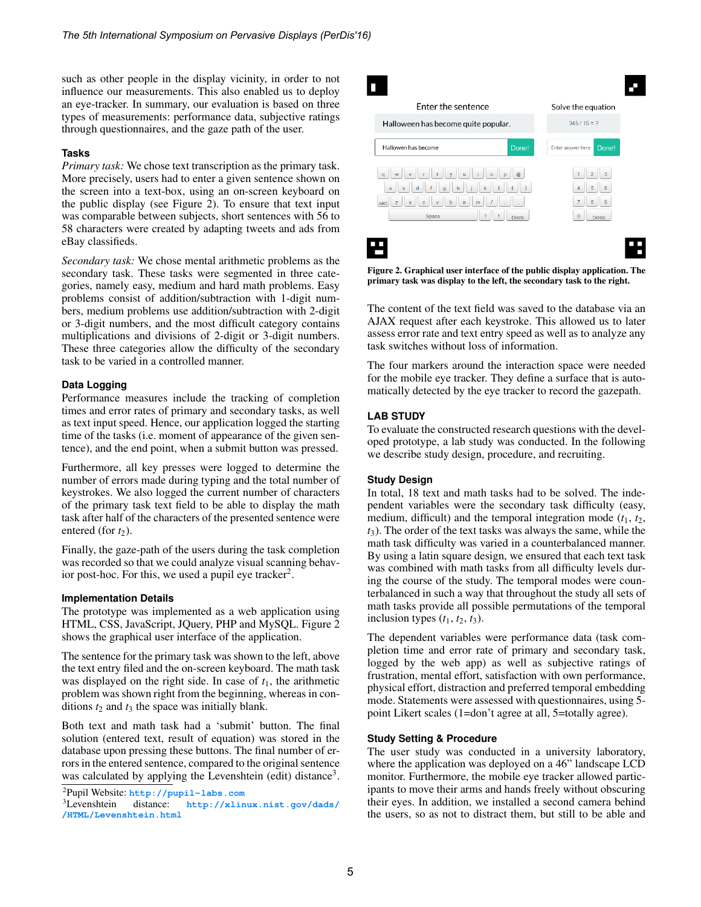such as other people in the display vicinity, in order to not influence our measurements. This also enabled us to deploy an eye-tracker. In summary, our evaluation is based on three types of measurements: performance data, subjective ratings through questionnaires, and the gaze path of the user.

### Tasks

*Primary task:* We chose text transcription as the primary task. More precisely, users had to enter a given sentence shown on the screen into a text-box, using an on-screen keyboard on the public display (see Figure 2). To ensure that text input was comparable between subjects, short sentences with 56 to 58 characters were created by adapting tweets and ads from eBay classifieds.

*Secondary task:* We chose mental arithmetic problems as the secondary task. These tasks were segmented in three categories, namely easy, medium and hard math problems. Easy problems consist of addition/subtraction with 1-digit numbers, medium problems use addition/subtraction with 2-digit or 3-digit numbers, and the most difficult category contains multiplications and divisions of 2-digit or 3-digit numbers. These three categories allow the difficulty of the secondary task to be varied in a controlled manner.

### Data Logging

Performance measures include the tracking of completion times and error rates of primary and secondary tasks, as well as text input speed. Hence, our application logged the starting time of the tasks (i.e. moment of appearance of the given sentence), and the end point, when a submit button was pressed.

Furthermore, all key presses were logged to determine the number of errors made during typing and the total number of keystrokes. We also logged the current number of characters of the primary task text field to be able to display the math task after half of the characters of the presented sentence were entered (for $t_2$).

Finally, the gaze-path of the users during the task completion was recorded so that we could analyze visual scanning behavior post-hoc. For this, we used a pupil eye tracker[2].

### Implementation Details

The prototype was implemented as a web application using HTML, CSS, JavaScript, JQuery, PHP and MySQL. Figure 2 shows the graphical user interface of the application.

The sentence for the primary task was shown to the left, above the text entry filed and the on-screen keyboard. The math task was displayed on the right side. In case of $t_1$, the arithmetic problem was shown right from the beginning, whereas in conditions $t_2$ and $t_3$ the space was initially blank.

Both text and math task had a 'submit' button. The final solution (entered text, result of equation) was stored in the database upon pressing these buttons. The final number of errors in the entered sentence, compared to the original sentence was calculated by applying the Levenshtein (edit) distance[3].

[2]Pupil Website: http://pupil-labs.com
[3]Levenshtein distance: http://xlinux.nist.gov/dads//HTML/Levenshtein.html

**Figure 2. Graphical user interface of the public display application. The primary task was display to the left, the secondary task to the right.**

The content of the text field was saved to the database via an AJAX request after each keystroke. This allowed us to later assess error rate and text entry speed as well as to analyze any task switches without loss of information.

The four markers around the interaction space were needed for the mobile eye tracker. They define a surface that is automatically detected by the eye tracker to record the gazepath.

## LAB STUDY

To evaluate the constructed research questions with the developed prototype, a lab study was conducted. In the following we describe study design, procedure, and recruiting.

### Study Design

In total, 18 text and math tasks had to be solved. The independent variables were the secondary task difficulty (easy, medium, difficult) and the temporal integration mode ($t_1$, $t_2$, $t_3$). The order of the text tasks was always the same, while the math task difficulty was varied in a counterbalanced manner. By using a latin square design, we ensured that each text task was combined with math tasks from all difficulty levels during the course of the study. The temporal modes were counterbalanced in such a way that throughout the study all sets of math tasks provide all possible permutations of the temporal inclusion types ($t_1$, $t_2$, $t_3$).

The dependent variables were performance data (task completion time and error rate of primary and secondary task, logged by the web app) as well as subjective ratings of frustration, mental effort, satisfaction with own performance, physical effort, distraction and preferred temporal embedding mode. Statements were assessed with questionnaires, using 5-point Likert scales (1=don't agree at all, 5=totally agree).

### Study Setting & Procedure

The user study was conducted in a university laboratory, where the application was deployed on a 46" landscape LCD monitor. Furthermore, the mobile eye tracker allowed participants to move their arms and hands freely without obscuring their eyes. In addition, we installed a second camera behind the users, so as not to distract them, but still to be able and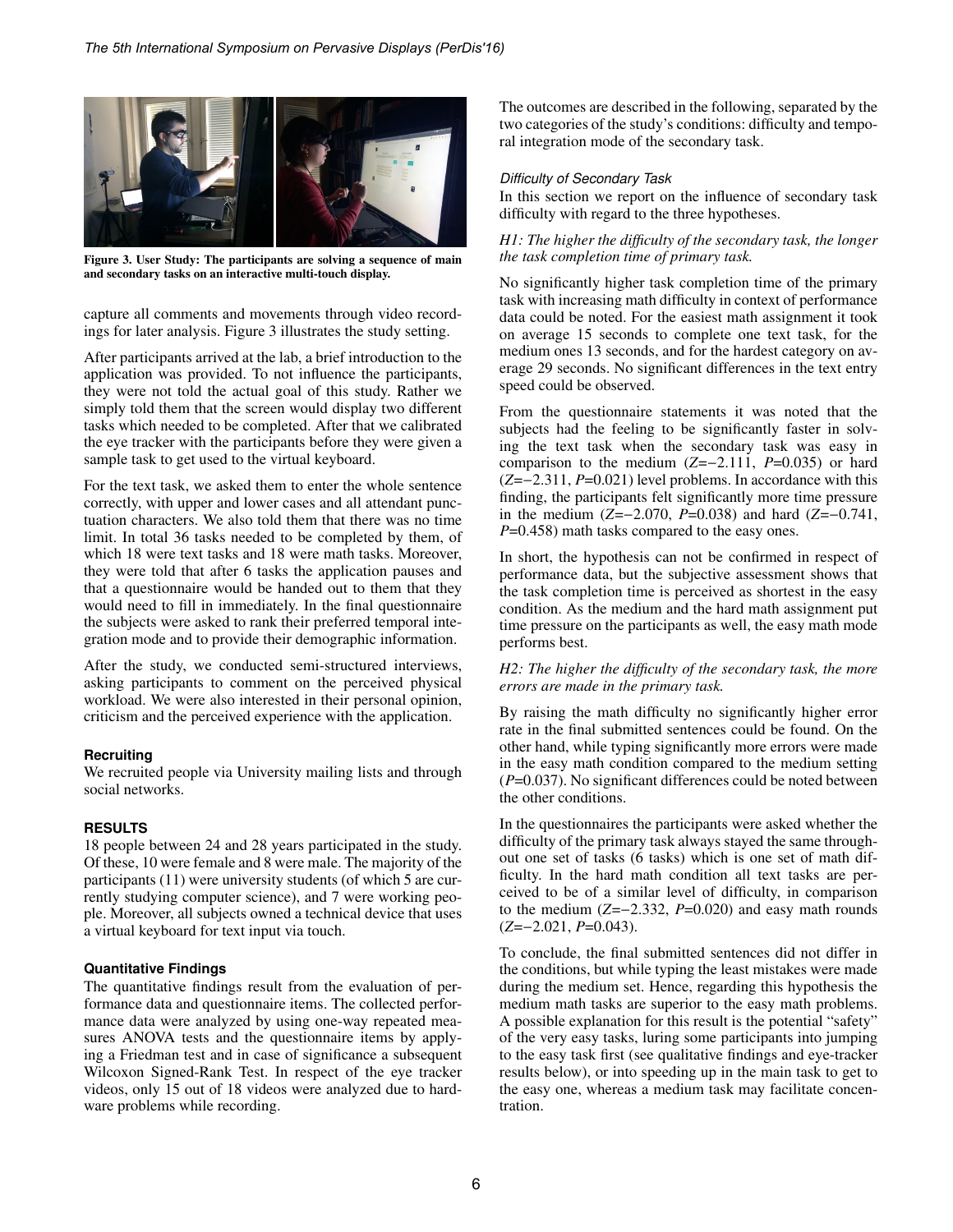Figure 3. User Study: The participants are solving a sequence of main and secondary tasks on an interactive multi-touch display.

capture all comments and movements through video recordings for later analysis. Figure 3 illustrates the study setting.

After participants arrived at the lab, a brief introduction to the application was provided. To not influence the participants, they were not told the actual goal of this study. Rather we simply told them that the screen would display two different tasks which needed to be completed. After that we calibrated the eye tracker with the participants before they were given a sample task to get used to the virtual keyboard.

For the text task, we asked them to enter the whole sentence correctly, with upper and lower cases and all attendant punctuation characters. We also told them that there was no time limit. In total 36 tasks needed to be completed by them, of which 18 were text tasks and 18 were math tasks. Moreover, they were told that after 6 tasks the application pauses and that a questionnaire would be handed out to them that they would need to fill in immediately. In the final questionnaire the subjects were asked to rank their preferred temporal integration mode and to provide their demographic information.

After the study, we conducted semi-structured interviews, asking participants to comment on the perceived physical workload. We were also interested in their personal opinion, criticism and the perceived experience with the application.

### Recruiting

We recruited people via University mailing lists and through social networks.

## RESULTS

18 people between 24 and 28 years participated in the study. Of these, 10 were female and 8 were male. The majority of the participants (11) were university students (of which 5 are currently studying computer science), and 7 were working people. Moreover, all subjects owned a technical device that uses a virtual keyboard for text input via touch.

### Quantitative Findings

The quantitative findings result from the evaluation of performance data and questionnaire items. The collected performance data were analyzed by using one-way repeated measures ANOVA tests and the questionnaire items by applying a Friedman test and in case of significance a subsequent Wilcoxon Signed-Rank Test. In respect of the eye tracker videos, only 15 out of 18 videos were analyzed due to hardware problems while recording.

The outcomes are described in the following, separated by the two categories of the study's conditions: difficulty and temporal integration mode of the secondary task.

#### *Difficulty of Secondary Task*

In this section we report on the influence of secondary task difficulty with regard to the three hypotheses.

*H1: The higher the difficulty of the secondary task, the longer the task completion time of primary task.*

No significantly higher task completion time of the primary task with increasing math difficulty in context of performance data could be noted. For the easiest math assignment it took on average 15 seconds to complete one text task, for the medium ones 13 seconds, and for the hardest category on average 29 seconds. No significant differences in the text entry speed could be observed.

From the questionnaire statements it was noted that the subjects had the feeling to be significantly faster in solving the text task when the secondary task was easy in comparison to the medium ($Z=-2.111$, $P=0.035$) or hard ($Z=-2.311$, $P=0.021$) level problems. In accordance with this finding, the participants felt significantly more time pressure in the medium ($Z=-2.070$, $P=0.038$) and hard ($Z=-0.741$, $P=0.458$) math tasks compared to the easy ones.

In short, the hypothesis can not be confirmed in respect of performance data, but the subjective assessment shows that the task completion time is perceived as shortest in the easy condition. As the medium and the hard math assignment put time pressure on the participants as well, the easy math mode performs best.

*H2: The higher the difficulty of the secondary task, the more errors are made in the primary task.*

By raising the math difficulty no significantly higher error rate in the final submitted sentences could be found. On the other hand, while typing significantly more errors were made in the easy math condition compared to the medium setting ($P=0.037$). No significant differences could be noted between the other conditions.

In the questionnaires the participants were asked whether the difficulty of the primary task always stayed the same throughout one set of tasks (6 tasks) which is one set of math difficulty. In the hard math condition all text tasks are perceived to be of a similar level of difficulty, in comparison to the medium ($Z=-2.332$, $P=0.020$) and easy math rounds ($Z=-2.021$, $P=0.043$).

To conclude, the final submitted sentences did not differ in the conditions, but while typing the least mistakes were made during the medium set. Hence, regarding this hypothesis the medium math tasks are superior to the easy math problems. A possible explanation for this result is the potential "safety" of the very easy tasks, luring some participants into jumping to the easy task first (see qualitative findings and eye-tracker results below), or into speeding up in the main task to get to the easy one, whereas a medium task may facilitate concentration.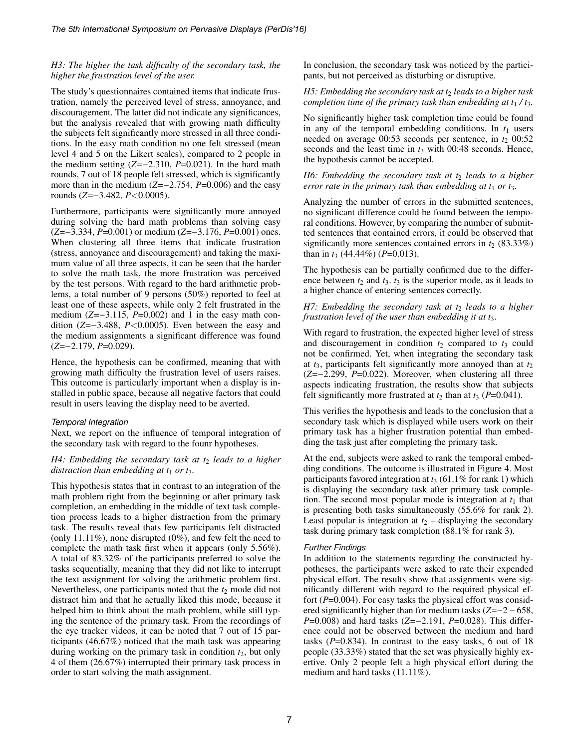*H3: The higher the task difficulty of the secondary task, the higher the frustration level of the user.*

The study's questionnaires contained items that indicate frustration, namely the perceived level of stress, annoyance, and discouragement. The latter did not indicate any significances, but the analysis revealed that with growing math difficulty the subjects felt significantly more stressed in all three conditions. In the easy math condition no one felt stressed (mean level 4 and 5 on the Likert scales), compared to 2 people in the medium setting ($Z$=−2.310, $P$=0.021). In the hard math rounds, 7 out of 18 people felt stressed, which is significantly more than in the medium ($Z$=−2.754, $P$=0.006) and the easy rounds ($Z$=−3.482, $P$<0.0005).

Furthermore, participants were significantly more annoyed during solving the hard math problems than solving easy ($Z$=−3.334, $P$=0.001) or medium ($Z$=−3.176, $P$=0.001) ones. When clustering all three items that indicate frustration (stress, annoyance and discouragement) and taking the maximum value of all three aspects, it can be seen that the harder to solve the math task, the more frustration was perceived by the test persons. With regard to the hard arithmetic problems, a total number of 9 persons (50%) reported to feel at least one of these aspects, while only 2 felt frustrated in the medium ($Z$=−3.115, $P$=0.002) and 1 in the easy math condition ($Z$=−3.488, $P$<0.0005). Even between the easy and the medium assignments a significant difference was found ($Z$=−2.179, $P$=0.029).

Hence, the hypothesis can be confirmed, meaning that with growing math difficulty the frustration level of users raises. This outcome is particularly important when a display is installed in public space, because all negative factors that could result in users leaving the display need to be averted.

### Temporal Integration

Next, we report on the influence of temporal integration of the secondary task with regard to the founr hypotheses.

*H4: Embedding the secondary task at $t_2$ leads to a higher distraction than embedding at $t_1$ or $t_3$.*

This hypothesis states that in contrast to an integration of the math problem right from the beginning or after primary task completion, an embedding in the middle of text task completion process leads to a higher distraction from the primary task. The results reveal thats few participants felt distracted (only 11.11%), none disrupted (0%), and few felt the need to complete the math task first when it appears (only 5.56%). A total of 83.32% of the participants preferred to solve the tasks sequentially, meaning that they did not like to interrupt the text assignment for solving the arithmetic problem first. Nevertheless, one participants noted that the $t_2$ mode did not distract him and that he actually liked this mode, because it helped him to think about the math problem, while still typing the sentence of the primary task. From the recordings of the eye tracker videos, it can be noted that 7 out of 15 participants (46.67%) noticed that the math task was appearing during working on the primary task in condition $t_2$, but only 4 of them (26.67%) interrupted their primary task process in order to start solving the math assignment.

In conclusion, the secondary task was noticed by the participants, but not perceived as disturbing or disruptive.

*H5: Embedding the secondary task at $t_2$ leads to a higher task completion time of the primary task than embedding at $t_1$ / $t_3$.*

No significantly higher task completion time could be found in any of the temporal embedding conditions. In $t_1$ users needed on average 00:53 seconds per sentence, in $t_2$ 00:52 seconds and the least time in $t_3$ with 00:48 seconds. Hence, the hypothesis cannot be accepted.

*H6: Embedding the secondary task at $t_2$ leads to a higher error rate in the primary task than embedding at $t_1$ or $t_3$.*

Analyzing the number of errors in the submitted sentences, no significant difference could be found between the temporal conditions. However, by comparing the number of submitted sentences that contained errors, it could be observed that significantly more sentences contained errors in $t_2$ (83.33%) than in $t_3$ (44.44%) ($P$=0.013).

The hypothesis can be partially confirmed due to the difference between $t_2$ and $t_3$. $t_3$ is the superior mode, as it leads to a higher chance of entering sentences correctly.

*H7: Embedding the secondary task at $t_2$ leads to a higher frustration level of the user than embedding it at $t_3$.*

With regard to frustration, the expected higher level of stress and discouragement in condition $t_2$ compared to $t_3$ could not be confirmed. Yet, when integrating the secondary task at $t_3$, participants felt significantly more annoyed than at $t_2$ ($Z$=−2.299, $P$=0.022). Moreover, when clustering all three aspects indicating frustration, the results show that subjects felt significantly more frustrated at $t_2$ than at $t_3$ ($P$=0.041).

This verifies the hypothesis and leads to the conclusion that a secondary task which is displayed while users work on their primary task has a higher frustration potential than embedding the task just after completing the primary task.

At the end, subjects were asked to rank the temporal embedding conditions. The outcome is illustrated in Figure 4. Most participants favored integration at $t_3$ (61.1% for rank 1) which is displaying the secondary task after primary task completion. The second most popular mode is integration at $t_1$ that is presenting both tasks simultaneously (55.6% for rank 2). Least popular is integration at $t_2$ – displaying the secondary task during primary task completion (88.1% for rank 3).

### Further Findings

In addition to the statements regarding the constructed hypotheses, the participants were asked to rate their expended physical effort. The results show that assignments were significantly different with regard to the required physical effort ($P$=0.004). For easy tasks the physical effort was considered significantly higher than for medium tasks ($Z$=−2 – 658, $P$=0.008) and hard tasks ($Z$=−2.191, $P$=0.028). This difference could not be observed between the medium and hard tasks ($P$=0.834). In contrast to the easy tasks, 6 out of 18 people (33.33%) stated that the set was physically highly exertive. Only 2 people felt a high physical effort during the medium and hard tasks (11.11%).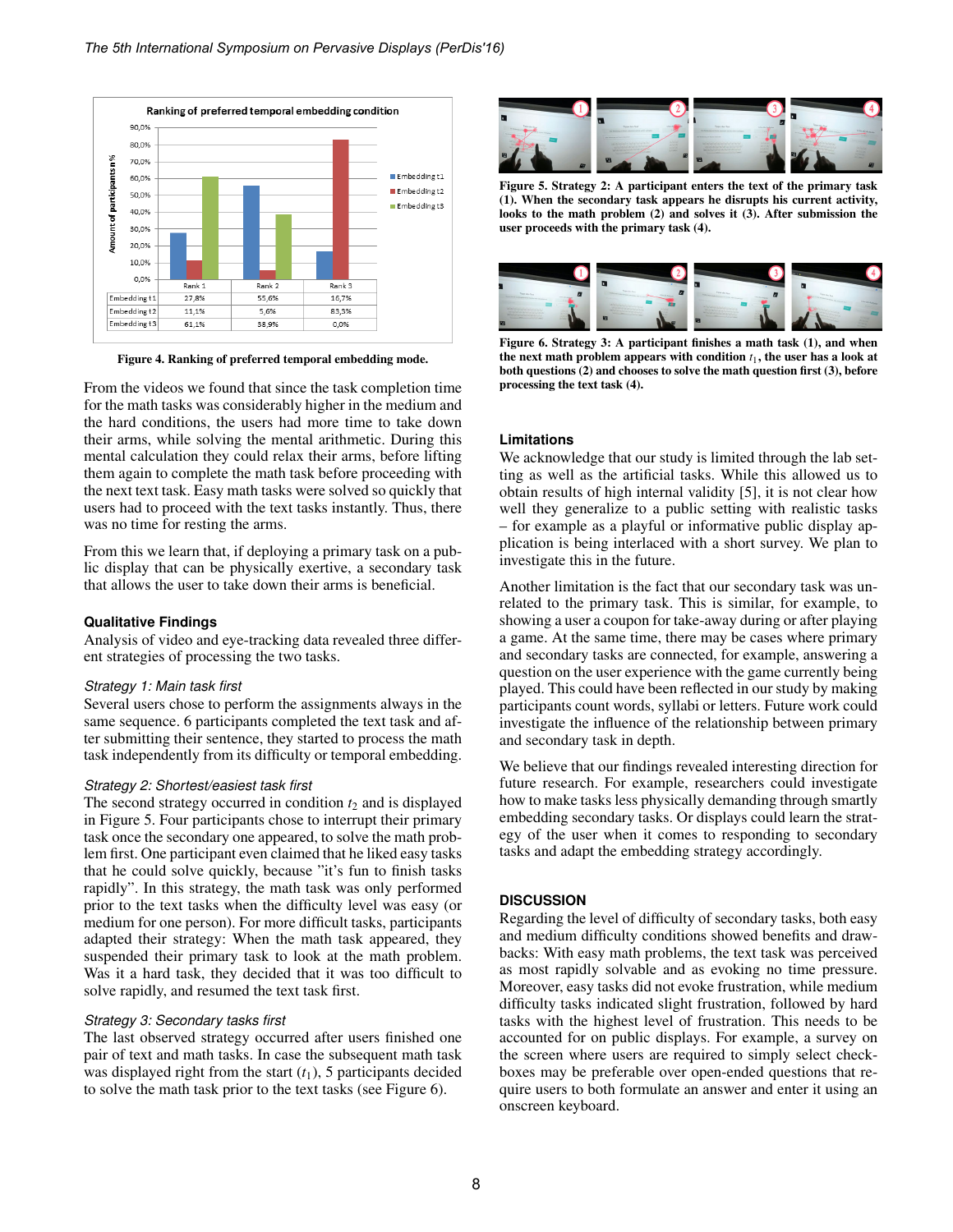| | Rank 1 | Rank 2 | Rank 3 |
|---|---|---|---|
| Embedding t1 | 27,8% | 55,6% | 16,7% |
| Embedding t2 | 11,1% | 5,6% | 83,3% |
| Embedding t3 | 61,1% | 38,9% | 0,0% |

Figure 4. Ranking of preferred temporal embedding mode.

From the videos we found that since the task completion time for the math tasks was considerably higher in the medium and the hard conditions, the users had more time to take down their arms, while solving the mental arithmetic. During this mental calculation they could relax their arms, before lifting them again to complete the math task before proceeding with the next text task. Easy math tasks were solved so quickly that users had to proceed with the text tasks instantly. Thus, there was no time for resting the arms.

From this we learn that, if deploying a primary task on a public display that can be physically exertive, a secondary task that allows the user to take down their arms is beneficial.

### Qualitative Findings

Analysis of video and eye-tracking data revealed three different strategies of processing the two tasks.

*Strategy 1: Main task first*

Several users chose to perform the assignments always in the same sequence. 6 participants completed the text task and after submitting their sentence, they started to process the math task independently from its difficulty or temporal embedding.

*Strategy 2: Shortest/easiest task first*

The second strategy occurred in condition $t_2$ and is displayed in Figure 5. Four participants chose to interrupt their primary task once the secondary one appeared, to solve the math problem first. One participant even claimed that he liked easy tasks that he could solve quickly, because "it's fun to finish tasks rapidly". In this strategy, the math task was only performed prior to the text tasks when the difficulty level was easy (or medium for one person). For more difficult tasks, participants adapted their strategy: When the math task appeared, they suspended their primary task to look at the math problem. Was it a hard task, they decided that it was too difficult to solve rapidly, and resumed the text task first.

*Strategy 3: Secondary tasks first*

The last observed strategy occurred after users finished one pair of text and math tasks. In case the subsequent math task was displayed right from the start ($t_1$), 5 participants decided to solve the math task prior to the text tasks (see Figure 6).

**Figure 5. Strategy 2: A participant enters the text of the primary task (1). When the secondary task appears he disrupts his current activity, looks to the math problem (2) and solves it (3). After submission the user proceeds with the primary task (4).**

**Figure 6. Strategy 3: A participant finishes a math task (1), and when the next math problem appears with condition $t_1$, the user has a look at both questions (2) and chooses to solve the math question first (3), before processing the text task (4).**

### Limitations

We acknowledge that our study is limited through the lab setting as well as the artificial tasks. While this allowed us to obtain results of high internal validity [5], it is not clear how well they generalize to a public setting with realistic tasks – for example as a playful or informative public display application is being interlaced with a short survey. We plan to investigate this in the future.

Another limitation is the fact that our secondary task was unrelated to the primary task. This is similar, for example, to showing a user a coupon for take-away during or after playing a game. At the same time, there may be cases where primary and secondary tasks are connected, for example, answering a question on the user experience with the game currently being played. This could have been reflected in our study by making participants count words, syllabi or letters. Future work could investigate the influence of the relationship between primary and secondary task in depth.

We believe that our findings revealed interesting direction for future research. For example, researchers could investigate how to make tasks less physically demanding through smartly embedding secondary tasks. Or displays could learn the strategy of the user when it comes to responding to secondary tasks and adapt the embedding strategy accordingly.

## DISCUSSION

Regarding the level of difficulty of secondary tasks, both easy and medium difficulty conditions showed benefits and drawbacks: With easy math problems, the text task was perceived as most rapidly solvable and as evoking no time pressure. Moreover, easy tasks did not evoke frustration, while medium difficulty tasks indicated slight frustration, followed by hard tasks with the highest level of frustration. This needs to be accounted for on public displays. For example, a survey on the screen where users are required to simply select checkboxes may be preferable over open-ended questions that require users to both formulate an answer and enter it using an onscreen keyboard.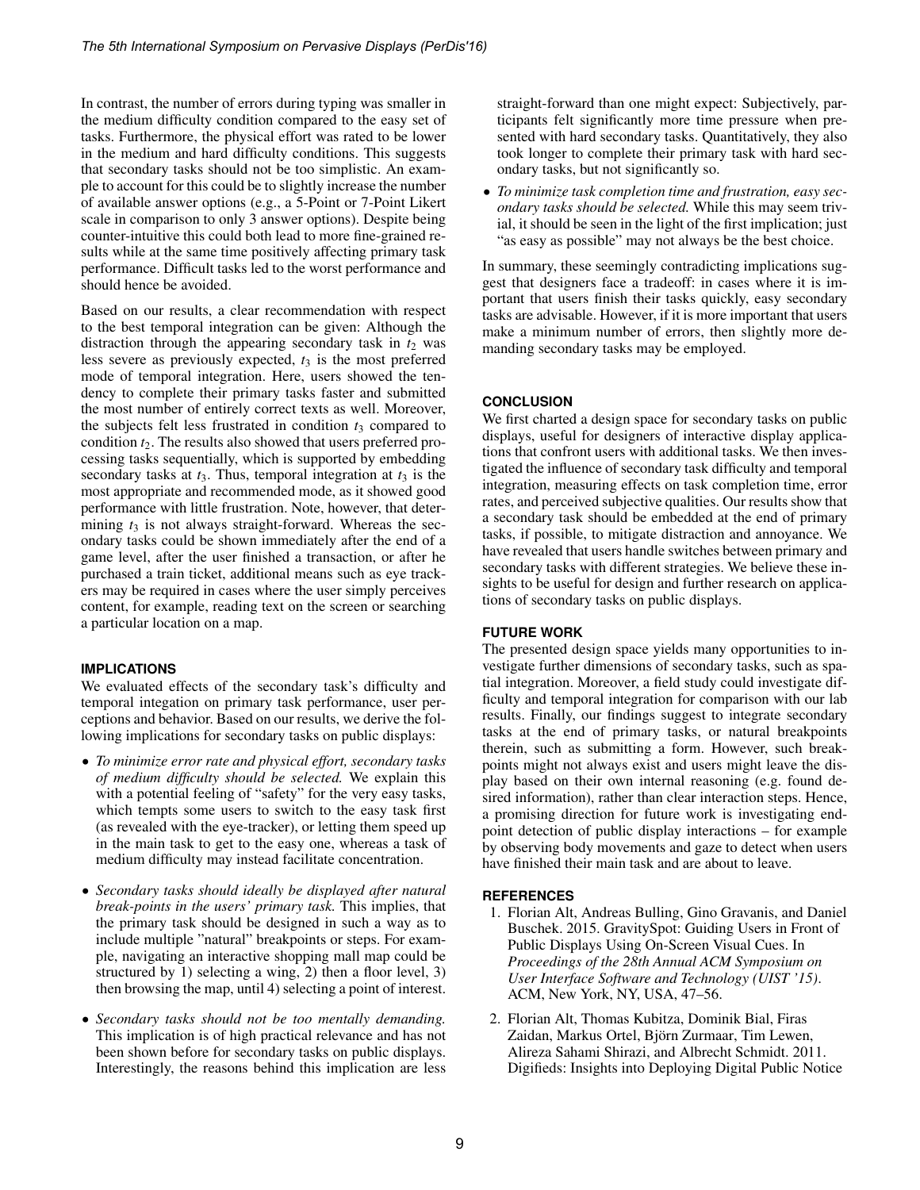In contrast, the number of errors during typing was smaller in the medium difficulty condition compared to the easy set of tasks. Furthermore, the physical effort was rated to be lower in the medium and hard difficulty conditions. This suggests that secondary tasks should not be too simplistic. An example to account for this could be to slightly increase the number of available answer options (e.g., a 5-Point or 7-Point Likert scale in comparison to only 3 answer options). Despite being counter-intuitive this could both lead to more fine-grained results while at the same time positively affecting primary task performance. Difficult tasks led to the worst performance and should hence be avoided.

Based on our results, a clear recommendation with respect to the best temporal integration can be given: Although the distraction through the appearing secondary task in $t_2$ was less severe as previously expected, $t_3$ is the most preferred mode of temporal integration. Here, users showed the tendency to complete their primary tasks faster and submitted the most number of entirely correct texts as well. Moreover, the subjects felt less frustrated in condition $t_3$ compared to condition $t_2$. The results also showed that users preferred processing tasks sequentially, which is supported by embedding secondary tasks at $t_3$. Thus, temporal integration at $t_3$ is the most appropriate and recommended mode, as it showed good performance with little frustration. Note, however, that determining $t_3$ is not always straight-forward. Whereas the secondary tasks could be shown immediately after the end of a game level, after the user finished a transaction, or after he purchased a train ticket, additional means such as eye trackers may be required in cases where the user simply perceives content, for example, reading text on the screen or searching a particular location on a map.

## IMPLICATIONS

We evaluated effects of the secondary task's difficulty and temporal integation on primary task performance, user perceptions and behavior. Based on our results, we derive the following implications for secondary tasks on public displays:

- *To minimize error rate and physical effort, secondary tasks of medium difficulty should be selected.* We explain this with a potential feeling of "safety" for the very easy tasks, which tempts some users to switch to the easy task first (as revealed with the eye-tracker), or letting them speed up in the main task to get to the easy one, whereas a task of medium difficulty may instead facilitate concentration.
- *Secondary tasks should ideally be displayed after natural break-points in the users' primary task.* This implies, that the primary task should be designed in such a way as to include multiple "natural" breakpoints or steps. For example, navigating an interactive shopping mall map could be structured by 1) selecting a wing, 2) then a floor level, 3) then browsing the map, until 4) selecting a point of interest.
- *Secondary tasks should not be too mentally demanding.* This implication is of high practical relevance and has not been shown before for secondary tasks on public displays. Interestingly, the reasons behind this implication are less straight-forward than one might expect: Subjectively, participants felt significantly more time pressure when presented with hard secondary tasks. Quantitatively, they also took longer to complete their primary task with hard secondary tasks, but not significantly so.
- *To minimize task completion time and frustration, easy secondary tasks should be selected.* While this may seem trivial, it should be seen in the light of the first implication; just "as easy as possible" may not always be the best choice.

In summary, these seemingly contradicting implications suggest that designers face a tradeoff: in cases where it is important that users finish their tasks quickly, easy secondary tasks are advisable. However, if it is more important that users make a minimum number of errors, then slightly more demanding secondary tasks may be employed.

## CONCLUSION

We first charted a design space for secondary tasks on public displays, useful for designers of interactive display applications that confront users with additional tasks. We then investigated the influence of secondary task difficulty and temporal integration, measuring effects on task completion time, error rates, and perceived subjective qualities. Our results show that a secondary task should be embedded at the end of primary tasks, if possible, to mitigate distraction and annoyance. We have revealed that users handle switches between primary and secondary tasks with different strategies. We believe these insights to be useful for design and further research on applications of secondary tasks on public displays.

## FUTURE WORK

The presented design space yields many opportunities to investigate further dimensions of secondary tasks, such as spatial integration. Moreover, a field study could investigate difficulty and temporal integration for comparison with our lab results. Finally, our findings suggest to integrate secondary tasks at the end of primary tasks, or natural breakpoints therein, such as submitting a form. However, such breakpoints might not always exist and users might leave the display based on their own internal reasoning (e.g. found desired information), rather than clear interaction steps. Hence, a promising direction for future work is investigating endpoint detection of public display interactions – for example by observing body movements and gaze to detect when users have finished their main task and are about to leave.

## REFERENCES

1. Florian Alt, Andreas Bulling, Gino Gravanis, and Daniel Buschek. 2015. GravitySpot: Guiding Users in Front of Public Displays Using On-Screen Visual Cues. In *Proceedings of the 28th Annual ACM Symposium on User Interface Software and Technology (UIST '15)*. ACM, New York, NY, USA, 47–56.
2. Florian Alt, Thomas Kubitza, Dominik Bial, Firas Zaidan, Markus Ortel, Björn Zurmaar, Tim Lewen, Alireza Sahami Shirazi, and Albrecht Schmidt. 2011. Digifieds: Insights into Deploying Digital Public Notice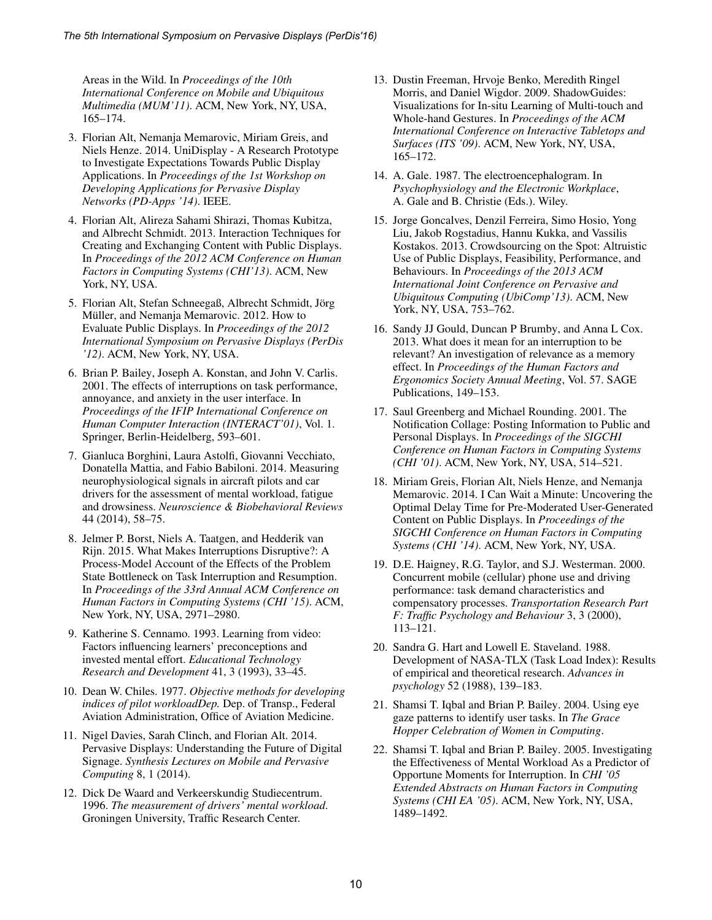Areas in the Wild. In *Proceedings of the 10th International Conference on Mobile and Ubiquitous Multimedia (MUM'11)*. ACM, New York, NY, USA, 165–174.

3. Florian Alt, Nemanja Memarovic, Miriam Greis, and Niels Henze. 2014. UniDisplay - A Research Prototype to Investigate Expectations Towards Public Display Applications. In *Proceedings of the 1st Workshop on Developing Applications for Pervasive Display Networks (PD-Apps '14)*. IEEE.
4. Florian Alt, Alireza Sahami Shirazi, Thomas Kubitza, and Albrecht Schmidt. 2013. Interaction Techniques for Creating and Exchanging Content with Public Displays. In *Proceedings of the 2012 ACM Conference on Human Factors in Computing Systems (CHI'13)*. ACM, New York, NY, USA.
5. Florian Alt, Stefan Schneegaß, Albrecht Schmidt, Jörg Müller, and Nemanja Memarovic. 2012. How to Evaluate Public Displays. In *Proceedings of the 2012 International Symposium on Pervasive Displays (PerDis '12)*. ACM, New York, NY, USA.
6. Brian P. Bailey, Joseph A. Konstan, and John V. Carlis. 2001. The effects of interruptions on task performance, annoyance, and anxiety in the user interface. In *Proceedings of the IFIP International Conference on Human Computer Interaction (INTERACT'01)*, Vol. 1. Springer, Berlin-Heidelberg, 593–601.
7. Gianluca Borghini, Laura Astolfi, Giovanni Vecchiato, Donatella Mattia, and Fabio Babiloni. 2014. Measuring neurophysiological signals in aircraft pilots and car drivers for the assessment of mental workload, fatigue and drowsiness. *Neuroscience & Biobehavioral Reviews* 44 (2014), 58–75.
8. Jelmer P. Borst, Niels A. Taatgen, and Hedderik van Rijn. 2015. What Makes Interruptions Disruptive?: A Process-Model Account of the Effects of the Problem State Bottleneck on Task Interruption and Resumption. In *Proceedings of the 33rd Annual ACM Conference on Human Factors in Computing Systems (CHI '15)*. ACM, New York, NY, USA, 2971–2980.
9. Katherine S. Cennamo. 1993. Learning from video: Factors influencing learners' preconceptions and invested mental effort. *Educational Technology Research and Development* 41, 3 (1993), 33–45.
10. Dean W. Chiles. 1977. *Objective methods for developing indices of pilot workloadDep.* Dep. of Transp., Federal Aviation Administration, Office of Aviation Medicine.
11. Nigel Davies, Sarah Clinch, and Florian Alt. 2014. Pervasive Displays: Understanding the Future of Digital Signage. *Synthesis Lectures on Mobile and Pervasive Computing* 8, 1 (2014).
12. Dick De Waard and Verkeerskundig Studiecentrum. 1996. *The measurement of drivers' mental workload.* Groningen University, Traffic Research Center.
13. Dustin Freeman, Hrvoje Benko, Meredith Ringel Morris, and Daniel Wigdor. 2009. ShadowGuides: Visualizations for In-situ Learning of Multi-touch and Whole-hand Gestures. In *Proceedings of the ACM International Conference on Interactive Tabletops and Surfaces (ITS '09)*. ACM, New York, NY, USA, 165–172.
14. A. Gale. 1987. The electroencephalogram. In *Psychophysiology and the Electronic Workplace*, A. Gale and B. Christie (Eds.). Wiley.
15. Jorge Goncalves, Denzil Ferreira, Simo Hosio, Yong Liu, Jakob Rogstadius, Hannu Kukka, and Vassilis Kostakos. 2013. Crowdsourcing on the Spot: Altruistic Use of Public Displays, Feasibility, Performance, and Behaviours. In *Proceedings of the 2013 ACM International Joint Conference on Pervasive and Ubiquitous Computing (UbiComp'13)*. ACM, New York, NY, USA, 753–762.
16. Sandy JJ Gould, Duncan P Brumby, and Anna L Cox. 2013. What does it mean for an interruption to be relevant? An investigation of relevance as a memory effect. In *Proceedings of the Human Factors and Ergonomics Society Annual Meeting*, Vol. 57. SAGE Publications, 149–153.
17. Saul Greenberg and Michael Rounding. 2001. The Notification Collage: Posting Information to Public and Personal Displays. In *Proceedings of the SIGCHI Conference on Human Factors in Computing Systems (CHI '01)*. ACM, New York, NY, USA, 514–521.
18. Miriam Greis, Florian Alt, Niels Henze, and Nemanja Memarovic. 2014. I Can Wait a Minute: Uncovering the Optimal Delay Time for Pre-Moderated User-Generated Content on Public Displays. In *Proceedings of the SIGCHI Conference on Human Factors in Computing Systems (CHI '14)*. ACM, New York, NY, USA.
19. D.E. Haigney, R.G. Taylor, and S.J. Westerman. 2000. Concurrent mobile (cellular) phone use and driving performance: task demand characteristics and compensatory processes. *Transportation Research Part F: Traffic Psychology and Behaviour* 3, 3 (2000), 113–121.
20. Sandra G. Hart and Lowell E. Staveland. 1988. Development of NASA-TLX (Task Load Index): Results of empirical and theoretical research. *Advances in psychology* 52 (1988), 139–183.
21. Shamsi T. Iqbal and Brian P. Bailey. 2004. Using eye gaze patterns to identify user tasks. In *The Grace Hopper Celebration of Women in Computing*.
22. Shamsi T. Iqbal and Brian P. Bailey. 2005. Investigating the Effectiveness of Mental Workload As a Predictor of Opportune Moments for Interruption. In *CHI '05 Extended Abstracts on Human Factors in Computing Systems (CHI EA '05)*. ACM, New York, NY, USA, 1489–1492.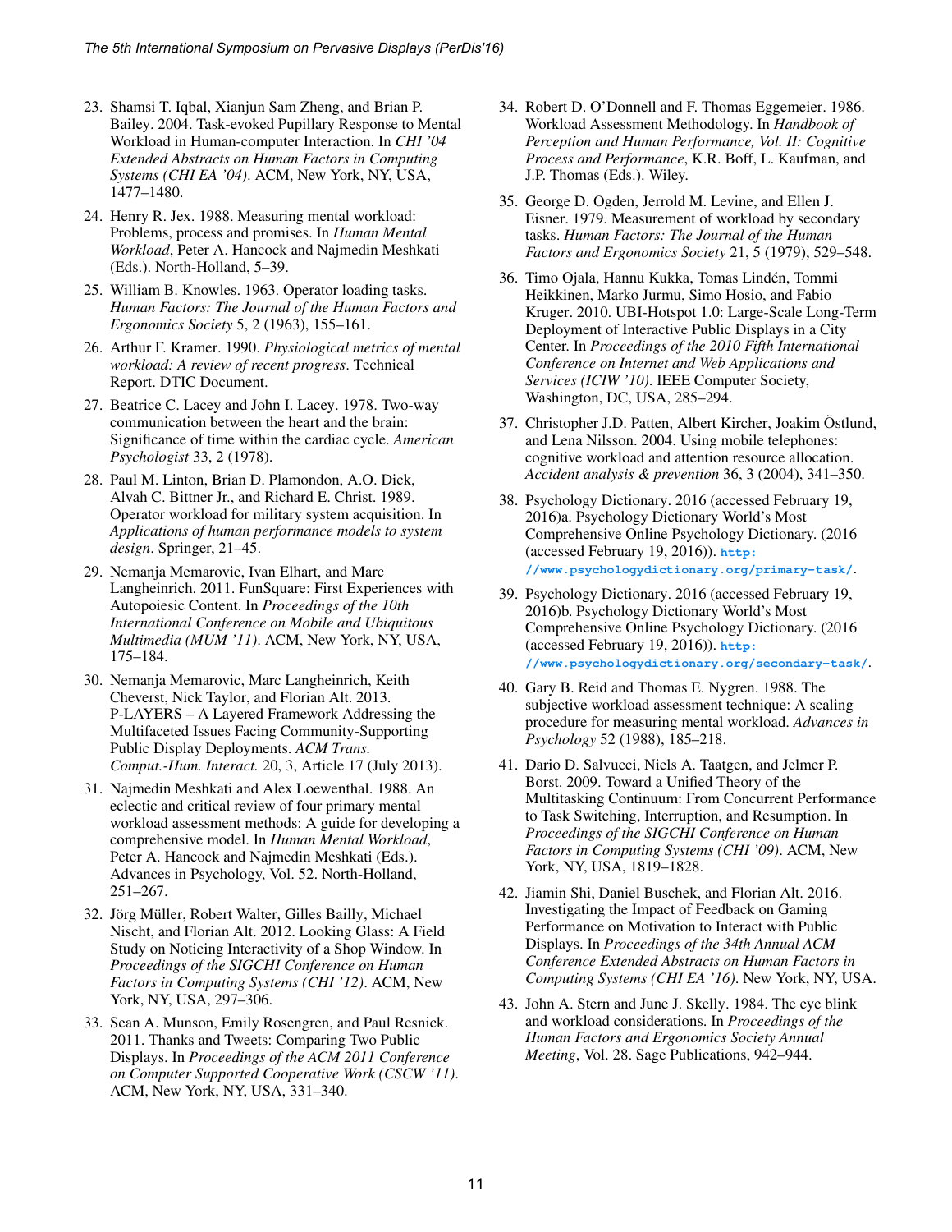23. Shamsi T. Iqbal, Xianjun Sam Zheng, and Brian P. Bailey. 2004. Task-evoked Pupillary Response to Mental Workload in Human-computer Interaction. In *CHI '04 Extended Abstracts on Human Factors in Computing Systems (CHI EA '04)*. ACM, New York, NY, USA, 1477–1480.
24. Henry R. Jex. 1988. Measuring mental workload: Problems, process and promises. In *Human Mental Workload*, Peter A. Hancock and Najmedin Meshkati (Eds.). North-Holland, 5–39.
25. William B. Knowles. 1963. Operator loading tasks. *Human Factors: The Journal of the Human Factors and Ergonomics Society* 5, 2 (1963), 155–161.
26. Arthur F. Kramer. 1990. *Physiological metrics of mental workload: A review of recent progress*. Technical Report. DTIC Document.
27. Beatrice C. Lacey and John I. Lacey. 1978. Two-way communication between the heart and the brain: Significance of time within the cardiac cycle. *American Psychologist* 33, 2 (1978).
28. Paul M. Linton, Brian D. Plamondon, A.O. Dick, Alvah C. Bittner Jr., and Richard E. Christ. 1989. Operator workload for military system acquisition. In *Applications of human performance models to system design*. Springer, 21–45.
29. Nemanja Memarovic, Ivan Elhart, and Marc Langheinrich. 2011. FunSquare: First Experiences with Autopoiesic Content. In *Proceedings of the 10th International Conference on Mobile and Ubiquitous Multimedia (MUM '11)*. ACM, New York, NY, USA, 175–184.
30. Nemanja Memarovic, Marc Langheinrich, Keith Cheverst, Nick Taylor, and Florian Alt. 2013. P-LAYERS – A Layered Framework Addressing the Multifaceted Issues Facing Community-Supporting Public Display Deployments. *ACM Trans. Comput.-Hum. Interact.* 20, 3, Article 17 (July 2013).
31. Najmedin Meshkati and Alex Loewenthal. 1988. An eclectic and critical review of four primary mental workload assessment methods: A guide for developing a comprehensive model. In *Human Mental Workload*, Peter A. Hancock and Najmedin Meshkati (Eds.). Advances in Psychology, Vol. 52. North-Holland, 251–267.
32. Jörg Müller, Robert Walter, Gilles Bailly, Michael Nischt, and Florian Alt. 2012. Looking Glass: A Field Study on Noticing Interactivity of a Shop Window. In *Proceedings of the SIGCHI Conference on Human Factors in Computing Systems (CHI '12)*. ACM, New York, NY, USA, 297–306.
33. Sean A. Munson, Emily Rosengren, and Paul Resnick. 2011. Thanks and Tweets: Comparing Two Public Displays. In *Proceedings of the ACM 2011 Conference on Computer Supported Cooperative Work (CSCW '11)*. ACM, New York, NY, USA, 331–340.
34. Robert D. O'Donnell and F. Thomas Eggemeier. 1986. Workload Assessment Methodology. In *Handbook of Perception and Human Performance, Vol. II: Cognitive Process and Performance*, K.R. Boff, L. Kaufman, and J.P. Thomas (Eds.). Wiley.
35. George D. Ogden, Jerrold M. Levine, and Ellen J. Eisner. 1979. Measurement of workload by secondary tasks. *Human Factors: The Journal of the Human Factors and Ergonomics Society* 21, 5 (1979), 529–548.
36. Timo Ojala, Hannu Kukka, Tomas Lindén, Tommi Heikkinen, Marko Jurmu, Simo Hosio, and Fabio Kruger. 2010. UBI-Hotspot 1.0: Large-Scale Long-Term Deployment of Interactive Public Displays in a City Center. In *Proceedings of the 2010 Fifth International Conference on Internet and Web Applications and Services (ICIW '10)*. IEEE Computer Society, Washington, DC, USA, 285–294.
37. Christopher J.D. Patten, Albert Kircher, Joakim Östlund, and Lena Nilsson. 2004. Using mobile telephones: cognitive workload and attention resource allocation. *Accident analysis & prevention* 36, 3 (2004), 341–350.
38. Psychology Dictionary. 2016 (accessed February 19, 2016)a. Psychology Dictionary World's Most Comprehensive Online Psychology Dictionary. (2016 (accessed February 19, 2016)). http://www.psychologydictionary.org/primary-task/.
39. Psychology Dictionary. 2016 (accessed February 19, 2016)b. Psychology Dictionary World's Most Comprehensive Online Psychology Dictionary. (2016 (accessed February 19, 2016)). http://www.psychologydictionary.org/secondary-task/.
40. Gary B. Reid and Thomas E. Nygren. 1988. The subjective workload assessment technique: A scaling procedure for measuring mental workload. *Advances in Psychology* 52 (1988), 185–218.
41. Dario D. Salvucci, Niels A. Taatgen, and Jelmer P. Borst. 2009. Toward a Unified Theory of the Multitasking Continuum: From Concurrent Performance to Task Switching, Interruption, and Resumption. In *Proceedings of the SIGCHI Conference on Human Factors in Computing Systems (CHI '09)*. ACM, New York, NY, USA, 1819–1828.
42. Jiamin Shi, Daniel Buschek, and Florian Alt. 2016. Investigating the Impact of Feedback on Gaming Performance on Motivation to Interact with Public Displays. In *Proceedings of the 34th Annual ACM Conference Extended Abstracts on Human Factors in Computing Systems (CHI EA '16)*. New York, NY, USA.
43. John A. Stern and June J. Skelly. 1984. The eye blink and workload considerations. In *Proceedings of the Human Factors and Ergonomics Society Annual Meeting*, Vol. 28. Sage Publications, 942–944.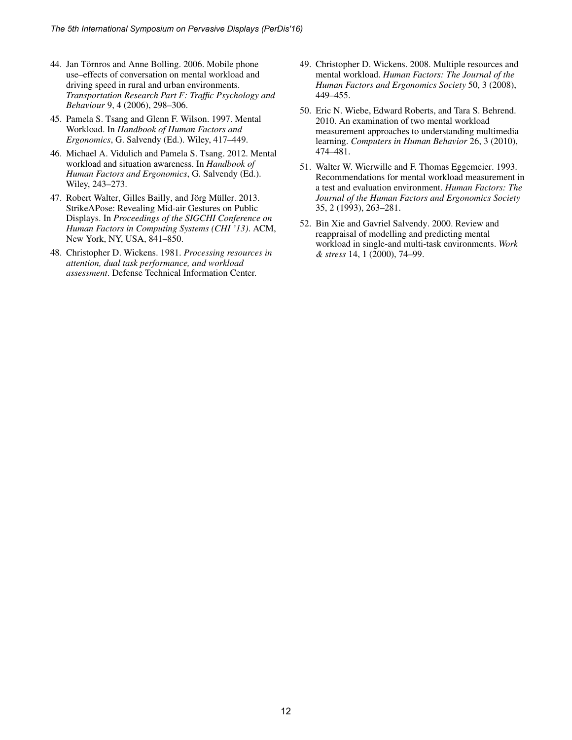44. Jan Törnros and Anne Bolling. 2006. Mobile phone use–effects of conversation on mental workload and driving speed in rural and urban environments. *Transportation Research Part F: Traffic Psychology and Behaviour* 9, 4 (2006), 298–306.

45. Pamela S. Tsang and Glenn F. Wilson. 1997. Mental Workload. In *Handbook of Human Factors and Ergonomics*, G. Salvendy (Ed.). Wiley, 417–449.

46. Michael A. Vidulich and Pamela S. Tsang. 2012. Mental workload and situation awareness. In *Handbook of Human Factors and Ergonomics*, G. Salvendy (Ed.). Wiley, 243–273.

47. Robert Walter, Gilles Bailly, and Jörg Müller. 2013. StrikeAPose: Revealing Mid-air Gestures on Public Displays. In *Proceedings of the SIGCHI Conference on Human Factors in Computing Systems (CHI '13)*. ACM, New York, NY, USA, 841–850.

48. Christopher D. Wickens. 1981. *Processing resources in attention, dual task performance, and workload assessment*. Defense Technical Information Center.

49. Christopher D. Wickens. 2008. Multiple resources and mental workload. *Human Factors: The Journal of the Human Factors and Ergonomics Society* 50, 3 (2008), 449–455.

50. Eric N. Wiebe, Edward Roberts, and Tara S. Behrend. 2010. An examination of two mental workload measurement approaches to understanding multimedia learning. *Computers in Human Behavior* 26, 3 (2010), 474–481.

51. Walter W. Wierwille and F. Thomas Eggemeier. 1993. Recommendations for mental workload measurement in a test and evaluation environment. *Human Factors: The Journal of the Human Factors and Ergonomics Society* 35, 2 (1993), 263–281.

52. Bin Xie and Gavriel Salvendy. 2000. Review and reappraisal of modelling and predicting mental workload in single-and multi-task environments. *Work & stress* 14, 1 (2000), 74–99.